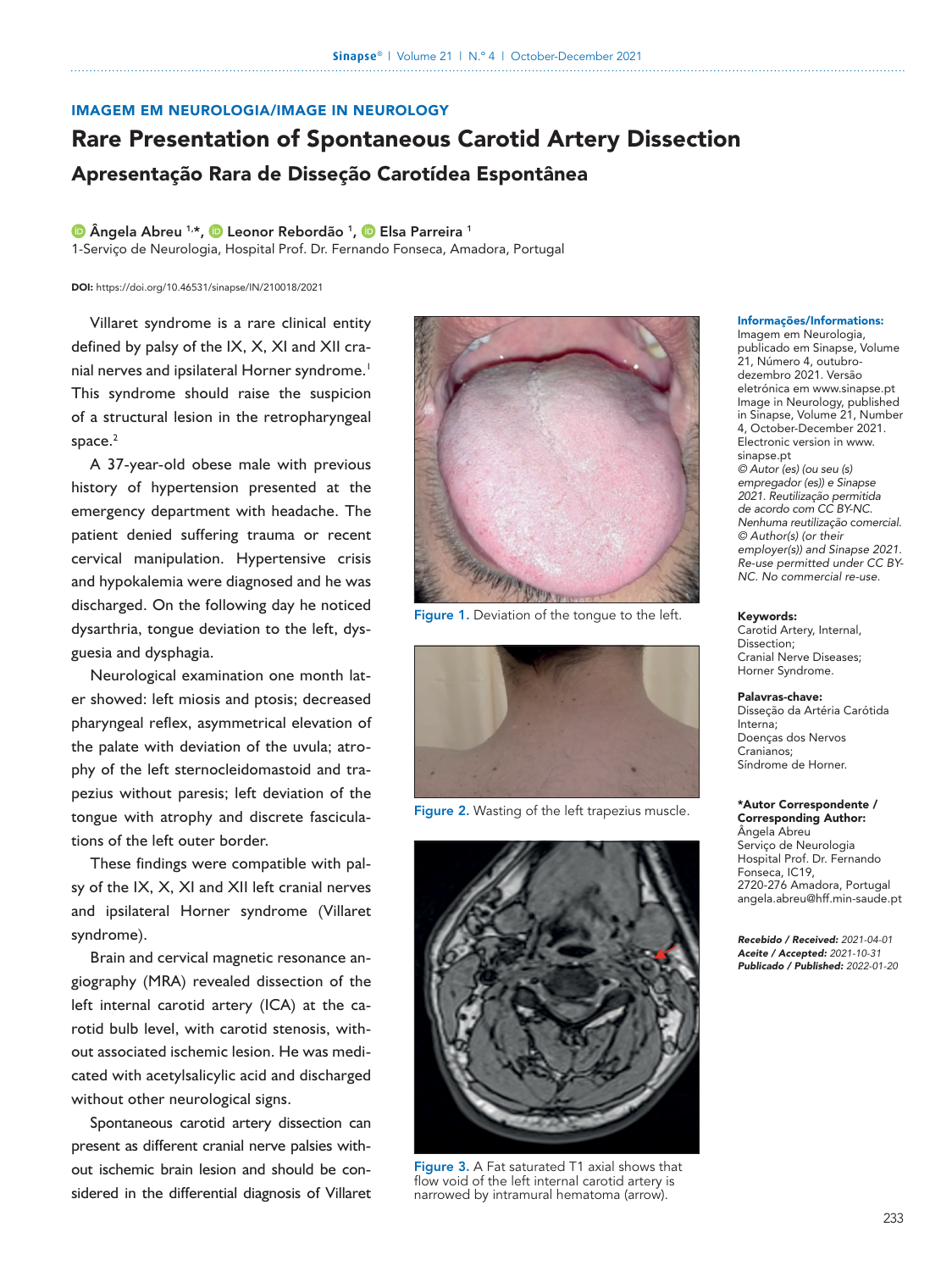IMAGEM EM NEUROLOGIA/IMAGE IN NEUROLOGY

# Rare Presentation of Spontaneous Carotid Artery Dissection

## Apresentação Rara de Disseção Carotídea Espontânea

**Ângela Abreu [1,*], Leonor Rebordão [1], Elsa Parreira [1]**

1-Serviço de Neurologia, Hospital Prof. Dr. Fernando Fonseca, Amadora, Portugal

**DOI:** https://doi.org/10.46531/sinapse/IN/210018/2021

Villaret syndrome is a rare clinical entity defined by palsy of the IX, X, XI and XII cranial nerves and ipsilateral Horner syndrome.[1] This syndrome should raise the suspicion of a structural lesion in the retropharyngeal space.[2]

A 37-year-old obese male with previous history of hypertension presented at the emergency department with headache. The patient denied suffering trauma or recent cervical manipulation. Hypertensive crisis and hypokalemia were diagnosed and he was discharged. On the following day he noticed dysarthria, tongue deviation to the left, dysguesia and dysphagia.

Neurological examination one month later showed: left miosis and ptosis; decreased pharyngeal reflex, asymmetrical elevation of the palate with deviation of the uvula; atrophy of the left sternocleidomastoid and trapezius without paresis; left deviation of the tongue with atrophy and discrete fasciculations of the left outer border.

These findings were compatible with palsy of the IX, X, XI and XII left cranial nerves and ipsilateral Horner syndrome (Villaret syndrome).

Brain and cervical magnetic resonance angiography (MRA) revealed dissection of the left internal carotid artery (ICA) at the carotid bulb level, with carotid stenosis, without associated ischemic lesion. He was medicated with acetylsalicylic acid and discharged without other neurological signs.

Spontaneous carotid artery dissection can present as different cranial nerve palsies without ischemic brain lesion and should be considered in the differential diagnosis of Villaret

**Figure 1.** Deviation of the tongue to the left.

**Figure 2.** Wasting of the left trapezius muscle.

**Figure 3.** A Fat saturated T1 axial shows that flow void of the left internal carotid artery is narrowed by intramural hematoma (arrow).

**Informações/Informations:**
Imagem em Neurologia, publicado em Sinapse, Volume 21, Número 4, outubro-dezembro 2021. Versão eletrónica em www.sinapse.pt
Image in Neurology, published in Sinapse, Volume 21, Number 4, October-December 2021. Electronic version in www.sinapse.pt
*© Autor (es) (ou seu (s) empregador (es)) e Sinapse 2021. Reutilização permitida de acordo com CC BY-NC. Nenhuma reutilização comercial.*
*© Author(s) (or their employer(s)) and Sinapse 2021. Re-use permitted under CC BY-NC. No commercial re-use.*

**Keywords:**
Carotid Artery, Internal, Dissection;
Cranial Nerve Diseases;
Horner Syndrome.

**Palavras-chave:**
Disseção da Artéria Carótida Interna;
Doenças dos Nervos Cranianos;
Síndrome de Horner.

***Autor Correspondente / Corresponding Author:**
Ângela Abreu
Serviço de Neurologia
Hospital Prof. Dr. Fernando Fonseca, IC19,
2720-276 Amadora, Portugal
angela.abreu@hff.min-saude.pt

***Recebido / Received:*** *2021-04-01*
***Aceite / Accepted:*** *2021-10-31*
***Publicado / Published:*** *2022-01-20*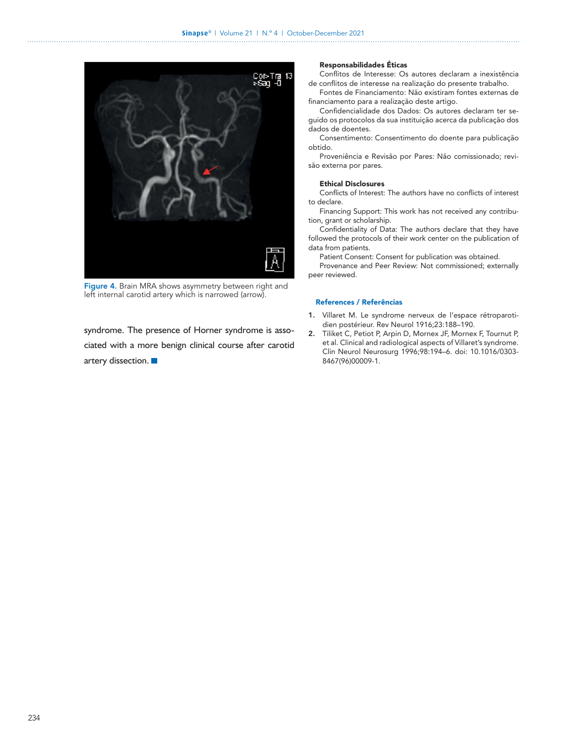Figure 4. Brain MRA shows asymmetry between right and left internal carotid artery which is narrowed (arrow).

syndrome. The presence of Horner syndrome is associated with a more benign clinical course after carotid artery dissection.

**Responsabilidades Éticas**

Conflitos de Interesse: Os autores declaram a inexistência de conflitos de interesse na realização do presente trabalho.

Fontes de Financiamento: Não existiram fontes externas de financiamento para a realização deste artigo.

Confidencialidade dos Dados: Os autores declaram ter seguido os protocolos da sua instituição acerca da publicação dos dados de doentes.

Consentimento: Consentimento do doente para publicação obtido.

Proveniência e Revisão por Pares: Não comissionado; revisão externa por pares.

**Ethical Disclosures**

Conflicts of Interest: The authors have no conflicts of interest to declare.

Financing Support: This work has not received any contribution, grant or scholarship.

Confidentiality of Data: The authors declare that they have followed the protocols of their work center on the publication of data from patients.

Patient Consent: Consent for publication was obtained.

Provenance and Peer Review: Not commissioned; externally peer reviewed.

## References / Referências

1. Villaret M. Le syndrome nerveux de l'espace rétroparotidien postérieur. Rev Neurol 1916;23:188–190.
2. Tiliket C, Petiot P, Arpin D, Mornex JF, Mornex F, Tournut P, et al. Clinical and radiological aspects of Villaret's syndrome. Clin Neurol Neurosurg 1996;98:194–6. doi: 10.1016/0303-8467(96)00009-1.